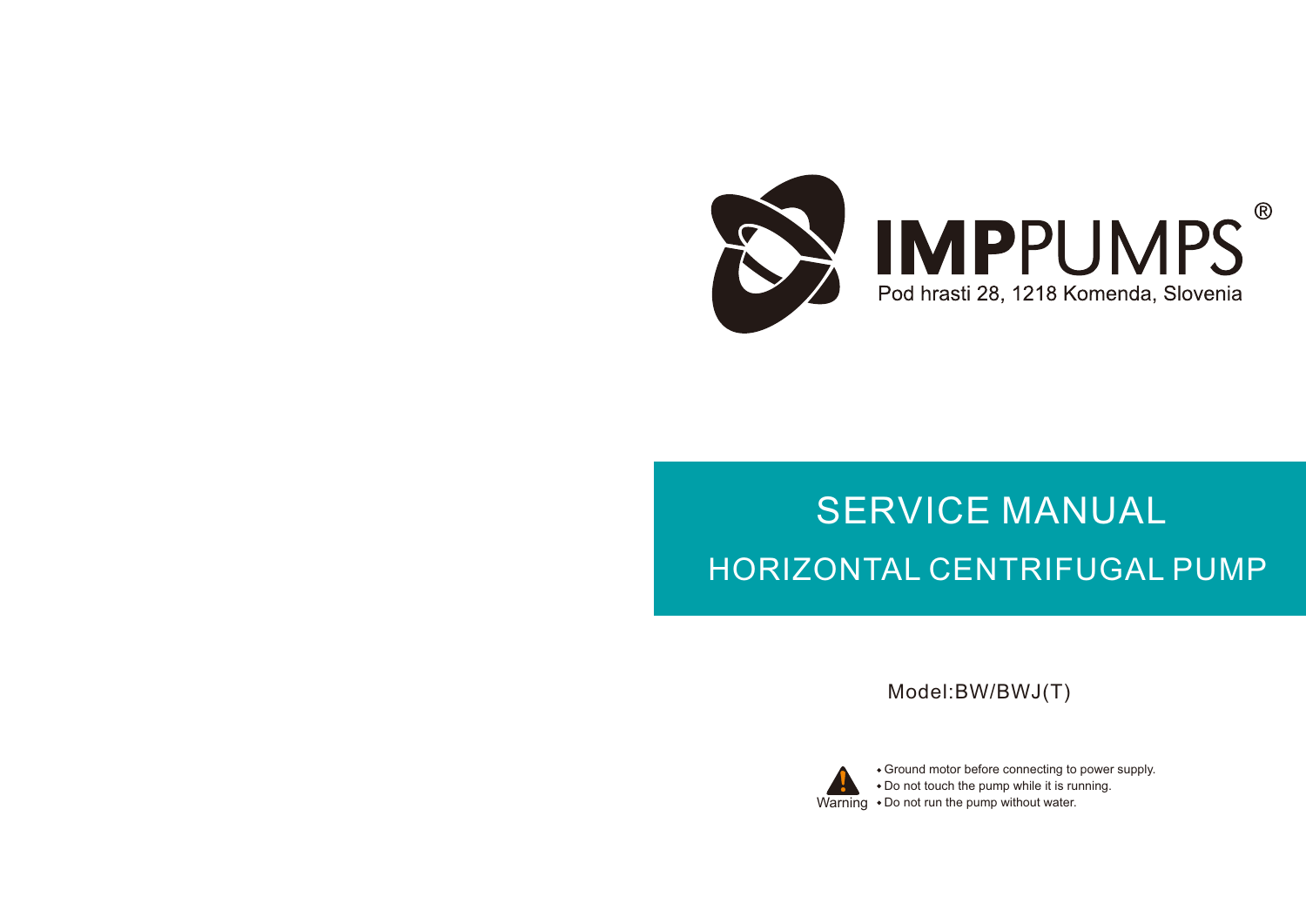# IMPPUMPS®

Pod hrasti 28, 1218 Komenda, Slovenia

# SERVICE MANUAL

## HORIZONTAL CENTRIFUGAL PUMP

Model:BW/BWJ(T)

Warning

- Ground motor before connecting to power supply.
- Do not touch the pump while it is running.
- Do not run the pump without water.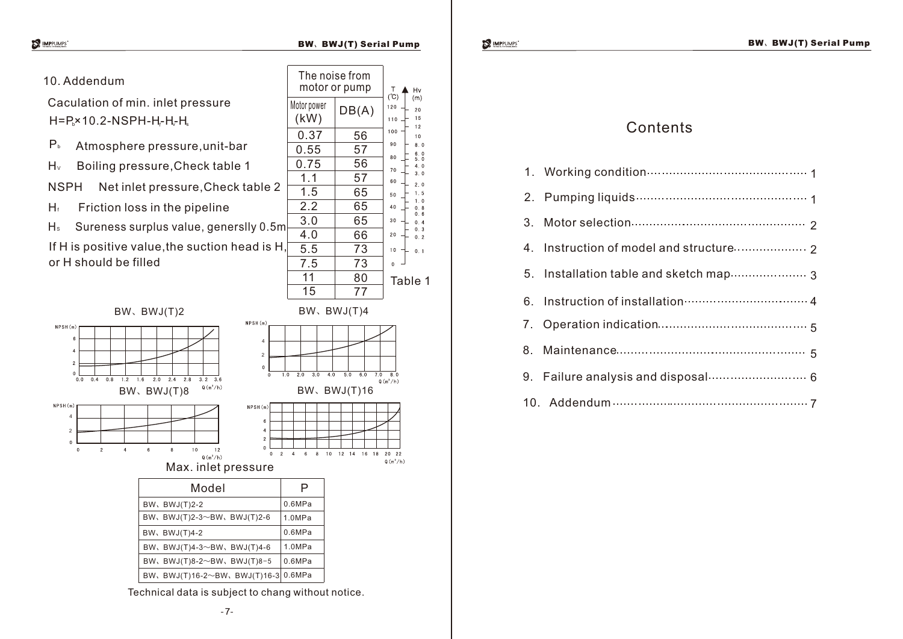## 10. Addendum

Caculation of min. inlet pressure

$H = P_b \times 10.2 - NSPH - H_f - H_v - H_s$

$P_b$ Atmosphere pressure, unit-bar

$H_v$ Boiling pressure, Check table 1

NSPH Net inlet pressure, Check table 2

$H_f$ Friction loss in the pipeline

$H_s$ Sureness surplus value, genersllly 0.5m

If H is positive value, the suction head is H, or H should be filled

| The noise from motor or pump | |
|---|---|
| Motor power (kW) | DB(A) |
| 0.37 | 56 |
| 0.55 | 57 |
| 0.75 | 56 |
| 1.1 | 57 |
| 1.5 | 65 |
| 2.2 | 65 |
| 3.0 | 65 |
| 4.0 | 66 |
| 5.5 | 73 |
| 7.5 | 73 |
| 11 | 80 |
| 15 | 77 |

Table 1

| T (℃) | Hv (m) |
|---|---|
| 120 | 20 |
| 110 | 15 |
| 100 | 12 / 10 |
| 90 | 8.0 |
| 80 | 6.0 / 5.0 |
| 70 | 4.0 / 3.0 |
| 60 | 2.0 |
| 50 | 1.5 / 1.0 |
| 40 | 0.8 / 0.6 |
| 30 | 0.4 / 0.3 |
| 20 | 0.2 |
| 10 | 0.1 |
| 0 | |

BW、BWJ(T)2

BW、BWJ(T)4

BW、BWJ(T)8

BW、BWJ(T)16

Max. inlet pressure

| Model | P |
|---|---|
| BW、BWJ(T)2-2 | 0.6MPa |
| BW、BWJ(T)2-3～BW、BWJ(T)2-6 | 1.0MPa |
| BW、BWJ(T)4-2 | 0.6MPa |
| BW、BWJ(T)4-3～BW、BWJ(T)4-6 | 1.0MPa |
| BW、BWJ(T)8-2～BW、BWJ(T)8-5 | 0.6MPa |
| BW、BWJ(T)16-2～BW、BWJ(T)16-3 | 0.6MPa |

Technical data is subject to chang without notice.

# Contents

1. Working condition ........ 1
2. Pumping liquids ........ 1
3. Motor selection ........ 2
4. Instruction of model and structure ........ 2
5. Installation table and sketch map ........ 3
6. Instruction of installation ........ 4
7. Operation indication ........ 5
8. Maintenance ........ 5
9. Failure analysis and disposal ........ 6
10. Addendum ........ 7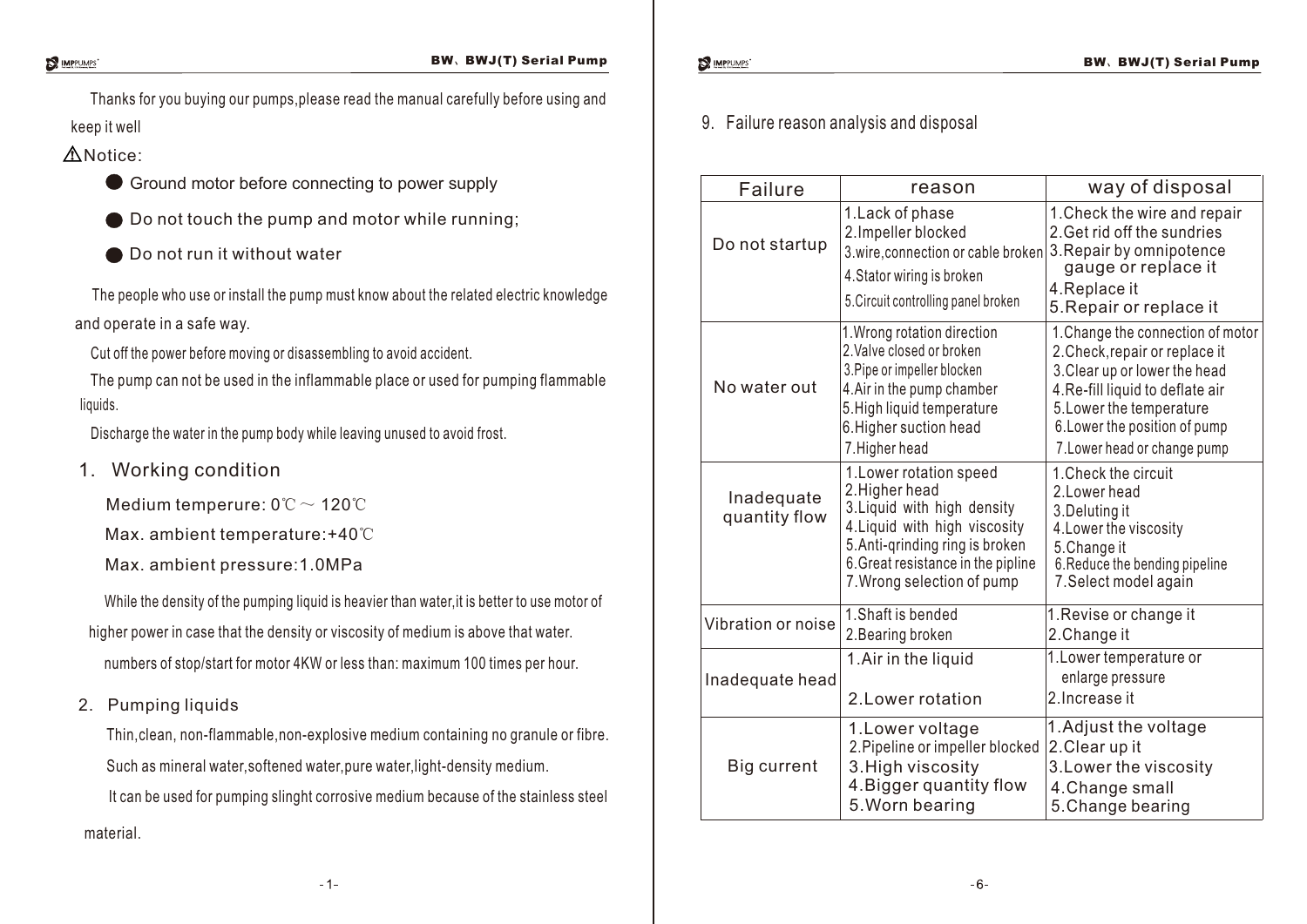Thanks for you buying our pumps,please read the manual carefully before using and keep it well

⚠Notice:

- Ground motor before connecting to power supply
- Do not touch the pump and motor while running;
- Do not run it without water

The people who use or install the pump must know about the related electric knowledge and operate in a safe way.

Cut off the power before moving or disassembling to avoid accident.

The pump can not be used in the inflammable place or used for pumping flammable liquids.

Discharge the water in the pump body while leaving unused to avoid frost.

## 1. Working condition

Medium temperure: 0℃ ~ 120℃

Max. ambient temperature:+40℃

Max. ambient pressure:1.0MPa

While the density of the pumping liquid is heavier than water,it is better to use motor of higher power in case that the density or viscosity of medium is above that water.

numbers of stop/start for motor 4KW or less than: maximum 100 times per hour.

## 2. Pumping liquids

Thin,clean, non-flammable,non-explosive medium containing no granule or fibre.

Such as mineral water,softened water,pure water,light-density medium.

It can be used for pumping slinght corrosive medium because of the stainless steel material.

## 9. Failure reason analysis and disposal

| Failure | reason | way of disposal |
|---|---|---|
| Do not startup | 1.Lack of phase<br>2.Impeller blocked<br>3.wire,connection or cable broken<br>4.Stator wiring is broken<br>5.Circuit controlling panel broken | 1.Check the wire and repair<br>2.Get rid off the sundries<br>3.Repair by omnipotence gauge or replace it<br>4.Replace it<br>5.Repair or replace it |
| No water out | 1.Wrong rotation direction<br>2.Valve closed or broken<br>3.Pipe or impeller blocken<br>4.Air in the pump chamber<br>5.High liquid temperature<br>6.Higher suction head<br>7.Higher head | 1.Change the connection of motor<br>2.Check,repair or replace it<br>3.Clear up or lower the head<br>4.Re-fill liquid to deflate air<br>5.Lower the temperature<br>6.Lower the position of pump<br>7.Lower head or change pump |
| Inadequate quantity flow | 1.Lower rotation speed<br>2.Higher head<br>3.Liquid with high density<br>4.Liquid with high viscosity<br>5.Anti-qrinding ring is broken<br>6.Great resistance in the pipline<br>7.Wrong selection of pump | 1.Check the circuit<br>2.Lower head<br>3.Deluting it<br>4.Lower the viscosity<br>5.Change it<br>6.Reduce the bending pipeline<br>7.Select model again |
| Vibration or noise | 1.Shaft is bended<br>2.Bearing broken | 1.Revise or change it<br>2.Change it |
| Inadequate head | 1.Air in the liquid<br>2.Lower rotation | 1.Lower temperature or enlarge pressure<br>2.Increase it |
| Big current | 1.Lower voltage<br>2.Pipeline or impeller blocked<br>3.High viscosity<br>4.Bigger quantity flow<br>5.Worn bearing | 1.Adjust the voltage<br>2.Clear up it<br>3.Lower the viscosity<br>4.Change small<br>5.Change bearing |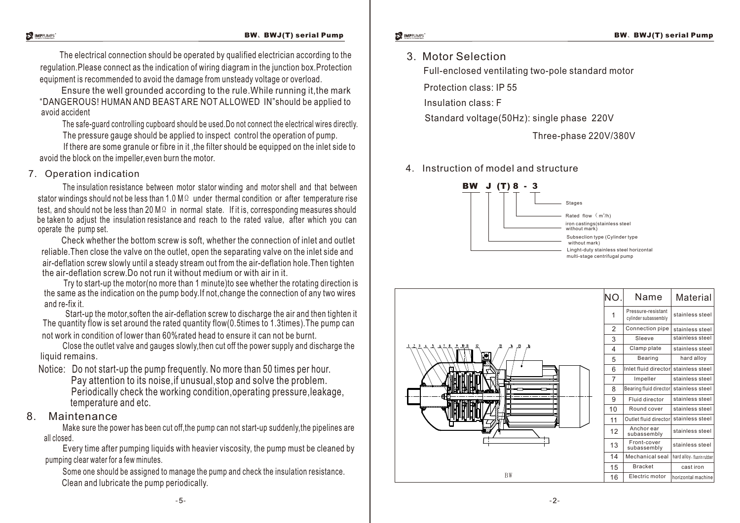The electrical connection should be operated by qualified electrician according to the regulation.Please connect as the indication of wiring diagram in the junction box.Protection equipment is recommended to avoid the damage from unsteady voltage or overload.

Ensure the well grounded according to the rule.While running it,the mark "DANGEROUS! HUMAN AND BEAST ARE NOT ALLOWED IN"should be applied to avoid accident

The safe-guard controlling cupboard should be used.Do not connect the electrical wires directly.

The pressure gauge should be applied to inspect control the operation of pump.

If there are some granule or fibre in it ,the filter should be equipped on the inlet side to avoid the block on the impeller,even burn the motor.

## 7. Operation indication

The insulation resistance between motor stator winding and motor shell and that between stator windings should not be less than 1.0 MΩ under thermal condition or after temperature rise test, and should not be less than 20 MΩ in normal state. If it is, corresponding measures should be taken to adjust the insulation resistance and reach to the rated value, after which you can operate the pump set.

Check whether the bottom screw is soft, whether the connection of inlet and outlet reliable.Then close the valve on the outlet, open the separating valve on the inlet side and air-deflation screw slowly until a steady stream out from the air-deflation hole.Then tighten the air-deflation screw.Do not run it without medium or with air in it.

Try to start-up the motor(no more than 1 minute)to see whether the rotating direction is the same as the indication on the pump body.If not,change the connection of any two wires and re-fix it.

Start-up the motor,soften the air-deflation screw to discharge the air and then tighten it The quantity flow is set around the rated quantity flow(0.5times to 1.3times).The pump can not work in condition of lower than 60%rated head to ensure it can not be burnt.

Close the outlet valve and gauges slowly,then cut off the power supply and discharge the liquid remains.

Notice: Do not start-up the pump frequently. No more than 50 times per hour.
Pay attention to its noise,if unusual,stop and solve the problem.
Periodically check the working condition,operating pressure,leakage, temperature and etc.

## 8. Maintenance

Make sure the power has been cut off,the pump can not start-up suddenly,the pipelines are all closed.

Every time after pumping liquids with heavier viscosity, the pump must be cleaned by pumping clear water for a few minutes.

Some one should be assigned to manage the pump and check the insulation resistance.

Clean and lubricate the pump periodically.

## 3. Motor Selection

Full-enclosed ventilating two-pole standard motor

Protection class: IP 55

Insulation class: F

Standard voltage(50Hz): single phase 220V

Three-phase 220V/380V

## 4. Instruction of model and structure

**BW J (T) 8 - 3**

- 3: Stages
- 8: Rated flow ( $m^3/h$ )
- (T): iron castings(stainless steel without mark)
- J: Subseclion type (Cylinder type without mark)
- BW: Linght-duty stainless steel horizontal multi-stage centrifugal pump

BW

| NO. | Name | Material |
|---|---|---|
| 1 | Pressure-resistant cylinder subassembly | stainless steel |
| 2 | Connection pipe | stainless steel |
| 3 | Sleeve | stainless steel |
| 4 | Clamp plate | stainless steel |
| 5 | Bearing | hard alloy |
| 6 | Inlet fluid director | stainless steel |
| 7 | Impeller | stainless steel |
| 8 | Bearing fluid director | stainless steel |
| 9 | Fluid director | stainless steel |
| 10 | Round cover | stainless steel |
| 11 | Outlet fluid director | stainless steel |
| 12 | Anchor ear subassembly | stainless steel |
| 13 | Front-cover subassembly | stainless steel |
| 14 | Mechanical seal | hard alloy、fluorin rubber |
| 15 | Bracket | cast iron |
| 16 | Electric motor | horizontal machine |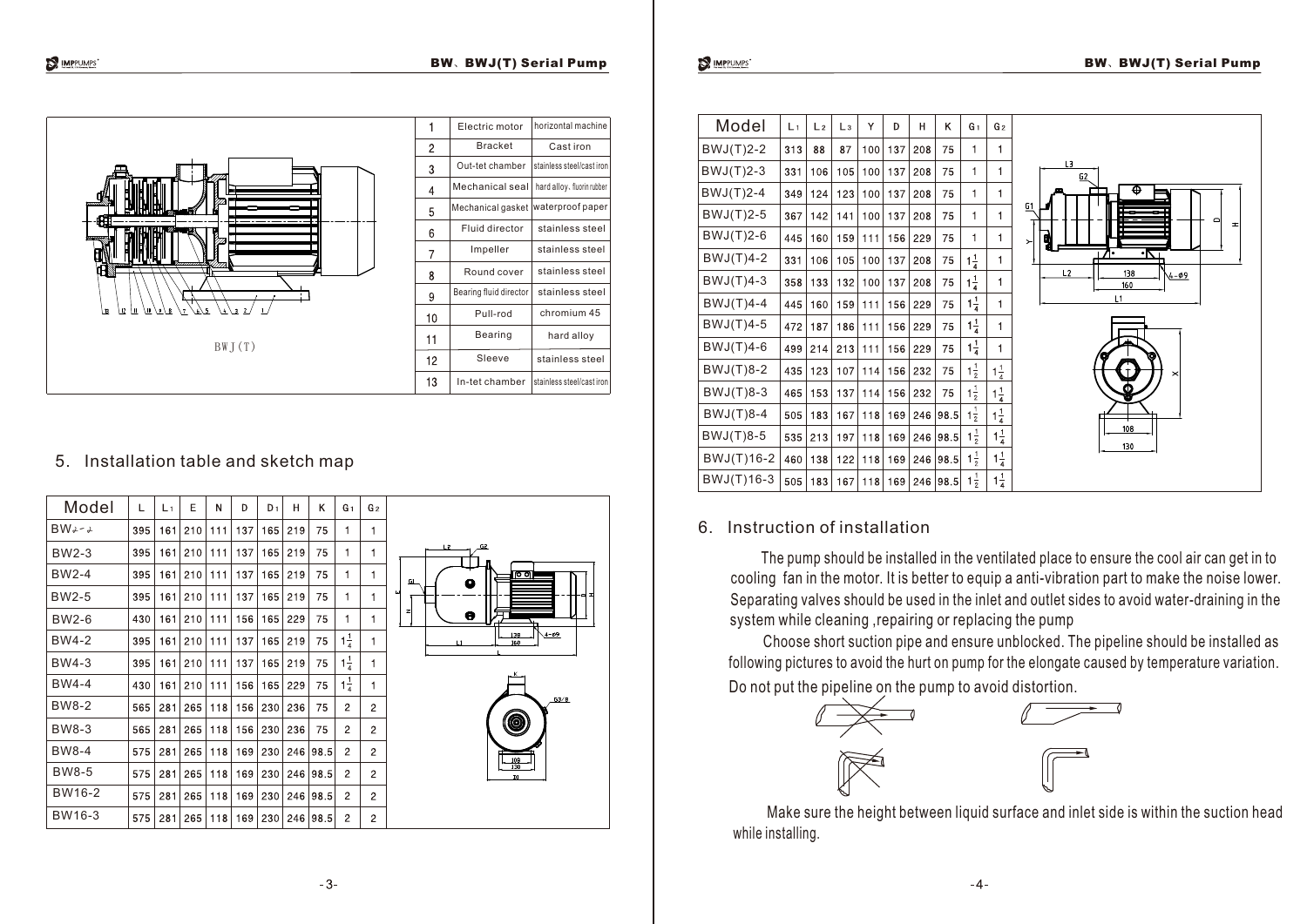| | | |
|---|---|---|
| 1 | Electric motor | horizontal machine |
| 2 | Bracket | Cast iron |
| 3 | Out-tet chamber | stainless steel/cast iron |
| 4 | Mechanical seal | hard alloy、fluorin rubber |
| 5 | Mechanical gasket | waterproof paper |
| 6 | Fluid director | stainless steel |
| 7 | Impeller | stainless steel |
| 8 | Round cover | stainless steel |
| 9 | Bearing fluid director | stainless steel |
| 10 | Pull-rod | chromium 45 |
| 11 | Bearing | hard alloy |
| 12 | Sleeve | stainless steel |
| 13 | In-tet chamber | stainless steel/cast iron |

BWJ(T)

## 5. Installation table and sketch map

| Model | L | L1 | E | N | D | D1 | H | K | G1 | G2 |
|---|---|---|---|---|---|---|---|---|---|---|
| BW2-2 | 395 | 161 | 210 | 111 | 137 | 165 | 219 | 75 | 1 | 1 |
| BW2-3 | 395 | 161 | 210 | 111 | 137 | 165 | 219 | 75 | 1 | 1 |
| BW2-4 | 395 | 161 | 210 | 111 | 137 | 165 | 219 | 75 | 1 | 1 |
| BW2-5 | 395 | 161 | 210 | 111 | 137 | 165 | 219 | 75 | 1 | 1 |
| BW2-6 | 430 | 161 | 210 | 111 | 156 | 165 | 229 | 75 | 1 | 1 |
| BW4-2 | 395 | 161 | 210 | 111 | 137 | 165 | 219 | 75 | $1\frac{1}{4}$ | 1 |
| BW4-3 | 395 | 161 | 210 | 111 | 137 | 165 | 219 | 75 | $1\frac{1}{4}$ | 1 |
| BW4-4 | 430 | 161 | 210 | 111 | 156 | 165 | 229 | 75 | $1\frac{1}{4}$ | 1 |
| BW8-2 | 565 | 281 | 265 | 118 | 156 | 230 | 236 | 75 | 2 | 2 |
| BW8-3 | 565 | 281 | 265 | 118 | 156 | 230 | 236 | 75 | 2 | 2 |
| BW8-4 | 575 | 281 | 265 | 118 | 169 | 230 | 246 | 98.5 | 2 | 2 |
| BW8-5 | 575 | 281 | 265 | 118 | 169 | 230 | 246 | 98.5 | 2 | 2 |
| BW16-2 | 575 | 281 | 265 | 118 | 169 | 230 | 246 | 98.5 | 2 | 2 |
| BW16-3 | 575 | 281 | 265 | 118 | 169 | 230 | 246 | 98.5 | 2 | 2 |

| Model | L1 | L2 | L3 | Y | D | H | K | G1 | G2 |
|---|---|---|---|---|---|---|---|---|---|
| BWJ(T)2-2 | 313 | 88 | 87 | 100 | 137 | 208 | 75 | 1 | 1 |
| BWJ(T)2-3 | 331 | 106 | 105 | 100 | 137 | 208 | 75 | 1 | 1 |
| BWJ(T)2-4 | 349 | 124 | 123 | 100 | 137 | 208 | 75 | 1 | 1 |
| BWJ(T)2-5 | 367 | 142 | 141 | 100 | 137 | 208 | 75 | 1 | 1 |
| BWJ(T)2-6 | 445 | 160 | 159 | 111 | 156 | 229 | 75 | 1 | 1 |
| BWJ(T)4-2 | 331 | 106 | 105 | 100 | 137 | 208 | 75 | $1\frac{1}{4}$ | 1 |
| BWJ(T)4-3 | 358 | 133 | 132 | 100 | 137 | 208 | 75 | $1\frac{1}{4}$ | 1 |
| BWJ(T)4-4 | 445 | 160 | 159 | 111 | 156 | 229 | 75 | $1\frac{1}{4}$ | 1 |
| BWJ(T)4-5 | 472 | 187 | 186 | 111 | 156 | 229 | 75 | $1\frac{1}{4}$ | 1 |
| BWJ(T)4-6 | 499 | 214 | 213 | 111 | 156 | 229 | 75 | $1\frac{1}{4}$ | 1 |
| BWJ(T)8-2 | 435 | 123 | 107 | 114 | 156 | 232 | 75 | $1\frac{1}{2}$ | $1\frac{1}{4}$ |
| BWJ(T)8-3 | 465 | 153 | 137 | 114 | 156 | 232 | 75 | $1\frac{1}{2}$ | $1\frac{1}{4}$ |
| BWJ(T)8-4 | 505 | 183 | 167 | 118 | 169 | 246 | 98.5 | $1\frac{1}{2}$ | $1\frac{1}{4}$ |
| BWJ(T)8-5 | 535 | 213 | 197 | 118 | 169 | 246 | 98.5 | $1\frac{1}{2}$ | $1\frac{1}{4}$ |
| BWJ(T)16-2 | 460 | 138 | 122 | 118 | 169 | 246 | 98.5 | $1\frac{1}{2}$ | $1\frac{1}{4}$ |
| BWJ(T)16-3 | 505 | 183 | 167 | 118 | 169 | 246 | 98.5 | $1\frac{1}{2}$ | $1\frac{1}{4}$ |

## 6. Instruction of installation

The pump should be installed in the ventilated place to ensure the cool air can get in to cooling fan in the motor. It is better to equip a anti-vibration part to make the noise lower. Separating valves should be used in the inlet and outlet sides to avoid water-draining in the system while cleaning ,repairing or replacing the pump

Choose short suction pipe and ensure unblocked. The pipeline should be installed as following pictures to avoid the hurt on pump for the elongate caused by temperature variation. Do not put the pipeline on the pump to avoid distortion.

Make sure the height between liquid surface and inlet side is within the suction head while installing.